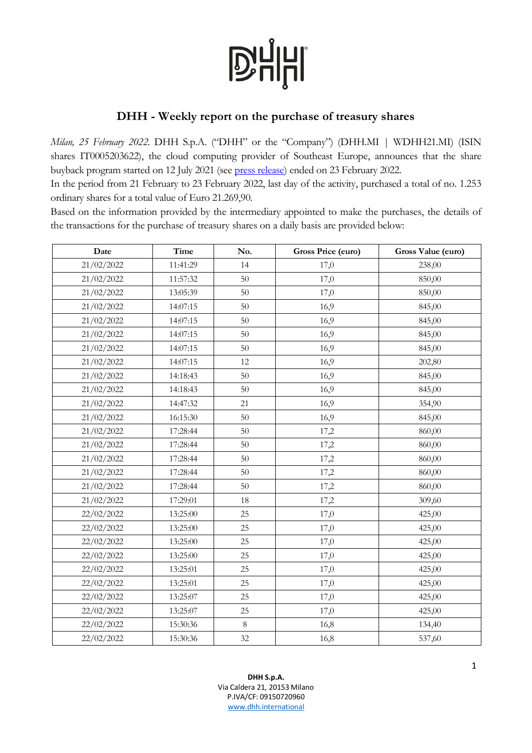# DHH - Weekly report on the purchase of treasury shares

*Milan, 25 February 2022*. DHH S.p.A. ("DHH" or the "Company") (DHH.MI | WDHH21.MI) (ISIN shares IT0005203622), the cloud computing provider of Southeast Europe, announces that the share buyback program started on 12 July 2021 (see press release) ended on 23 February 2022.

In the period from 21 February to 23 February 2022, last day of the activity, purchased a total of no. 1.253 ordinary shares for a total value of Euro 21.269,90.

Based on the information provided by the intermediary appointed to make the purchases, the details of the transactions for the purchase of treasury shares on a daily basis are provided below:

| Date | Time | No. | Gross Price (euro) | Gross Value (euro) |
|---|---|---|---|---|
| 21/02/2022 | 11:41:29 | 14 | 17,0 | 238,00 |
| 21/02/2022 | 11:57:32 | 50 | 17,0 | 850,00 |
| 21/02/2022 | 13:05:39 | 50 | 17,0 | 850,00 |
| 21/02/2022 | 14:07:15 | 50 | 16,9 | 845,00 |
| 21/02/2022 | 14:07:15 | 50 | 16,9 | 845,00 |
| 21/02/2022 | 14:07:15 | 50 | 16,9 | 845,00 |
| 21/02/2022 | 14:07:15 | 50 | 16,9 | 845,00 |
| 21/02/2022 | 14:07:15 | 12 | 16,9 | 202,80 |
| 21/02/2022 | 14:18:43 | 50 | 16,9 | 845,00 |
| 21/02/2022 | 14:18:43 | 50 | 16,9 | 845,00 |
| 21/02/2022 | 14:47:32 | 21 | 16,9 | 354,90 |
| 21/02/2022 | 16:15:30 | 50 | 16,9 | 845,00 |
| 21/02/2022 | 17:28:44 | 50 | 17,2 | 860,00 |
| 21/02/2022 | 17:28:44 | 50 | 17,2 | 860,00 |
| 21/02/2022 | 17:28:44 | 50 | 17,2 | 860,00 |
| 21/02/2022 | 17:28:44 | 50 | 17,2 | 860,00 |
| 21/02/2022 | 17:28:44 | 50 | 17,2 | 860,00 |
| 21/02/2022 | 17:29:01 | 18 | 17,2 | 309,60 |
| 22/02/2022 | 13:25:00 | 25 | 17,0 | 425,00 |
| 22/02/2022 | 13:25:00 | 25 | 17,0 | 425,00 |
| 22/02/2022 | 13:25:00 | 25 | 17,0 | 425,00 |
| 22/02/2022 | 13:25:00 | 25 | 17,0 | 425,00 |
| 22/02/2022 | 13:25:01 | 25 | 17,0 | 425,00 |
| 22/02/2022 | 13:25:01 | 25 | 17,0 | 425,00 |
| 22/02/2022 | 13:25:07 | 25 | 17,0 | 425,00 |
| 22/02/2022 | 13:25:07 | 25 | 17,0 | 425,00 |
| 22/02/2022 | 15:30:36 | 8 | 16,8 | 134,40 |
| 22/02/2022 | 15:30:36 | 32 | 16,8 | 537,60 |

**DHH S.p.A.**
Via Caldera 21, 20153 Milano
P.IVA/CF: 09150720960
www.dhh.international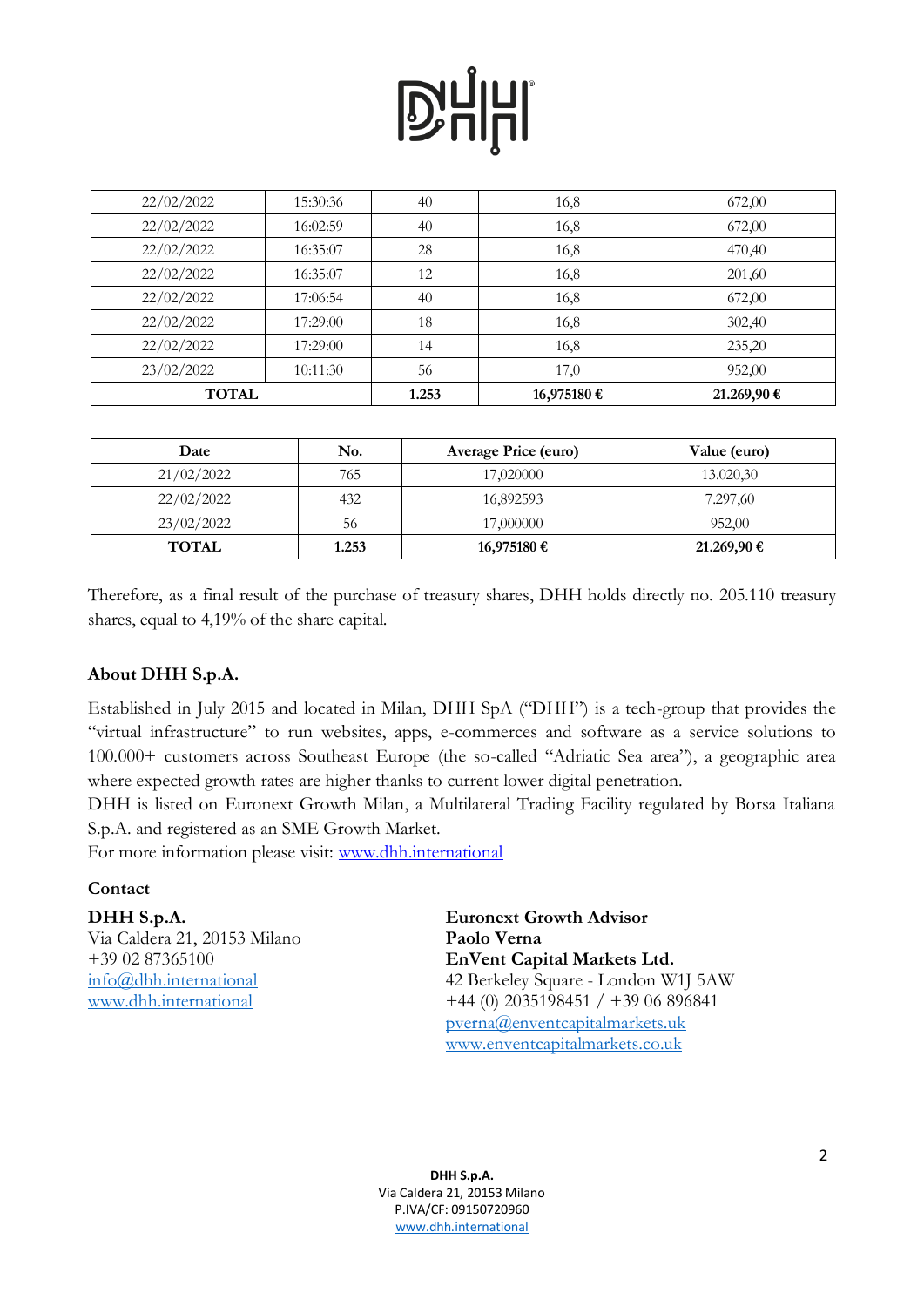| | | | | |
|---|---|---|---|---|
| 22/02/2022 | 15:30:36 | 40 | 16,8 | 672,00 |
| 22/02/2022 | 16:02:59 | 40 | 16,8 | 672,00 |
| 22/02/2022 | 16:35:07 | 28 | 16,8 | 470,40 |
| 22/02/2022 | 16:35:07 | 12 | 16,8 | 201,60 |
| 22/02/2022 | 17:06:54 | 40 | 16,8 | 672,00 |
| 22/02/2022 | 17:29:00 | 18 | 16,8 | 302,40 |
| 22/02/2022 | 17:29:00 | 14 | 16,8 | 235,20 |
| 23/02/2022 | 10:11:30 | 56 | 17,0 | 952,00 |
| **TOTAL** | | **1.253** | **16,975180 €** | **21.269,90 €** |

| Date | No. | Average Price (euro) | Value (euro) |
|---|---|---|---|
| 21/02/2022 | 765 | 17,020000 | 13.020,30 |
| 22/02/2022 | 432 | 16,892593 | 7.297,60 |
| 23/02/2022 | 56 | 17,000000 | 952,00 |
| **TOTAL** | **1.253** | **16,975180 €** | **21.269,90 €** |

Therefore, as a final result of the purchase of treasury shares, DHH holds directly no. 205.110 treasury shares, equal to 4,19% of the share capital.

**About DHH S.p.A.**

Established in July 2015 and located in Milan, DHH SpA ("DHH") is a tech-group that provides the "virtual infrastructure" to run websites, apps, e-commerces and software as a service solutions to 100.000+ customers across Southeast Europe (the so-called "Adriatic Sea area"), a geographic area where expected growth rates are higher thanks to current lower digital penetration.
DHH is listed on Euronext Growth Milan, a Multilateral Trading Facility regulated by Borsa Italiana S.p.A. and registered as an SME Growth Market.
For more information please visit: www.dhh.international

**Contact**

**DHH S.p.A.**
Via Caldera 21, 20153 Milano
+39 02 87365100
info@dhh.international
www.dhh.international

**Euronext Growth Advisor**
**Paolo Verna**
**EnVent Capital Markets Ltd.**
42 Berkeley Square - London W1J 5AW
+44 (0) 2035198451 / +39 06 896841
pverna@enventcapitalmarkets.uk
www.enventcapitalmarkets.co.uk